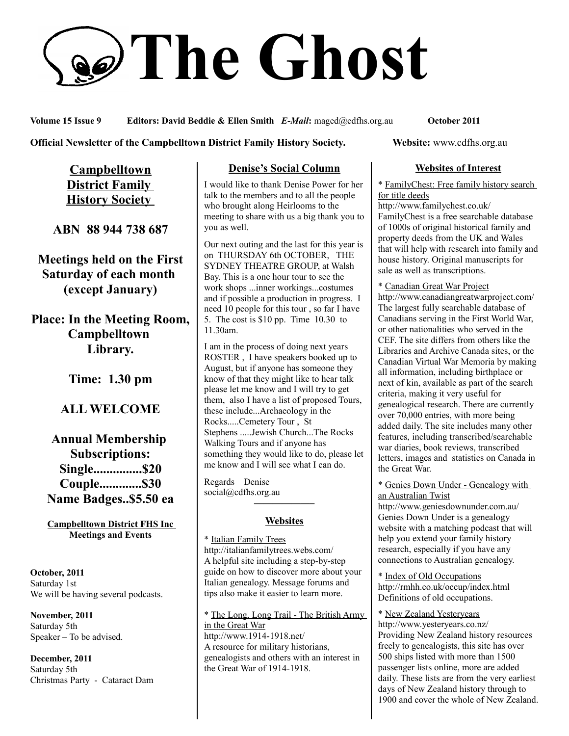# The Ghost

**Volume 15 Issue 9** **Editors: David Beddie & Ellen Smith** ***E-Mail*****:** maged@cdfhs.org.au **October 2011**

**Official Newsletter of the Campbelltown District Family History Society.** **Website:** www.cdfhs.org.au

## Campbelltown District Family History Society

**ABN 88 944 738 687**

**Meetings held on the First Saturday of each month (except January)**

**Place: In the Meeting Room, Campbelltown Library.**

**Time: 1.30 pm**

**ALL WELCOME**

**Annual Membership Subscriptions:**
**Single...............$20**
**Couple.............$30**
**Name Badges..$5.50 ea**

### Campbelltown District FHS Inc Meetings and Events

**October, 2011**
Saturday 1st
We will be having several podcasts.

**November, 2011**
Saturday 5th
Speaker – To be advised.

**December, 2011**
Saturday 5th
Christmas Party - Cataract Dam

## Denise's Social Column

I would like to thank Denise Power for her talk to the members and to all the people who brought along Heirlooms to the meeting to share with us a big thank you to you as well.

Our next outing and the last for this year is on THURSDAY 6th OCTOBER, THE SYDNEY THEATRE GROUP, at Walsh Bay. This is a one hour tour to see the work shops ...inner workings...costumes and if possible a production in progress. I need 10 people for this tour , so far I have 5. The cost is $10 pp. Time 10.30 to 11.30am.

I am in the process of doing next years ROSTER , I have speakers booked up to August, but if anyone has someone they know of that they might like to hear talk please let me know and I will try to get them, also I have a list of proposed Tours, these include...Archaeology in the Rocks.....Cemetery Tour , St Stephens .....Jewish Church...The Rocks Walking Tours and if anyone has something they would like to do, please let me know and I will see what I can do.

Regards Denise
social@cdfhs.org.au

## Websites

* Italian Family Trees
http://italianfamilytrees.webs.com/
A helpful site including a step-by-step guide on how to discover more about your Italian genealogy. Message forums and tips also make it easier to learn more.

* The Long, Long Trail - The British Army in the Great War
http://www.1914-1918.net/
A resource for military historians, genealogists and others with an interest in the Great War of 1914-1918.

## Websites of Interest

* FamilyChest: Free family history search for title deeds
http://www.familychest.co.uk/
FamilyChest is a free searchable database of 1000s of original historical family and property deeds from the UK and Wales that will help with research into family and house history. Original manuscripts for sale as well as transcriptions.

* Canadian Great War Project
http://www.canadiangreatwarproject.com/
The largest fully searchable database of Canadians serving in the First World War, or other nationalities who served in the CEF. The site differs from others like the Libraries and Archive Canada sites, or the Canadian Virtual War Memoria by making all information, including birthplace or next of kin, available as part of the search criteria, making it very useful for genealogical research. There are currently over 70,000 entries, with more being added daily. The site includes many other features, including transcribed/searchable war diaries, book reviews, transcribed letters, images and statistics on Canada in the Great War.

* Genies Down Under - Genealogy with an Australian Twist
http://www.geniesdownunder.com.au/
Genies Down Under is a genealogy website with a matching podcast that will help you extend your family history research, especially if you have any connections to Australian genealogy.

* Index of Old Occupations
http://rmhh.co.uk/occup/index.html
Definitions of old occupations.

* New Zealand Yesteryears
http://www.yesteryears.co.nz/
Providing New Zealand history resources freely to genealogists, this site has over 500 ships listed with more than 1500 passenger lists online, more are added daily. These lists are from the very earliest days of New Zealand history through to 1900 and cover the whole of New Zealand.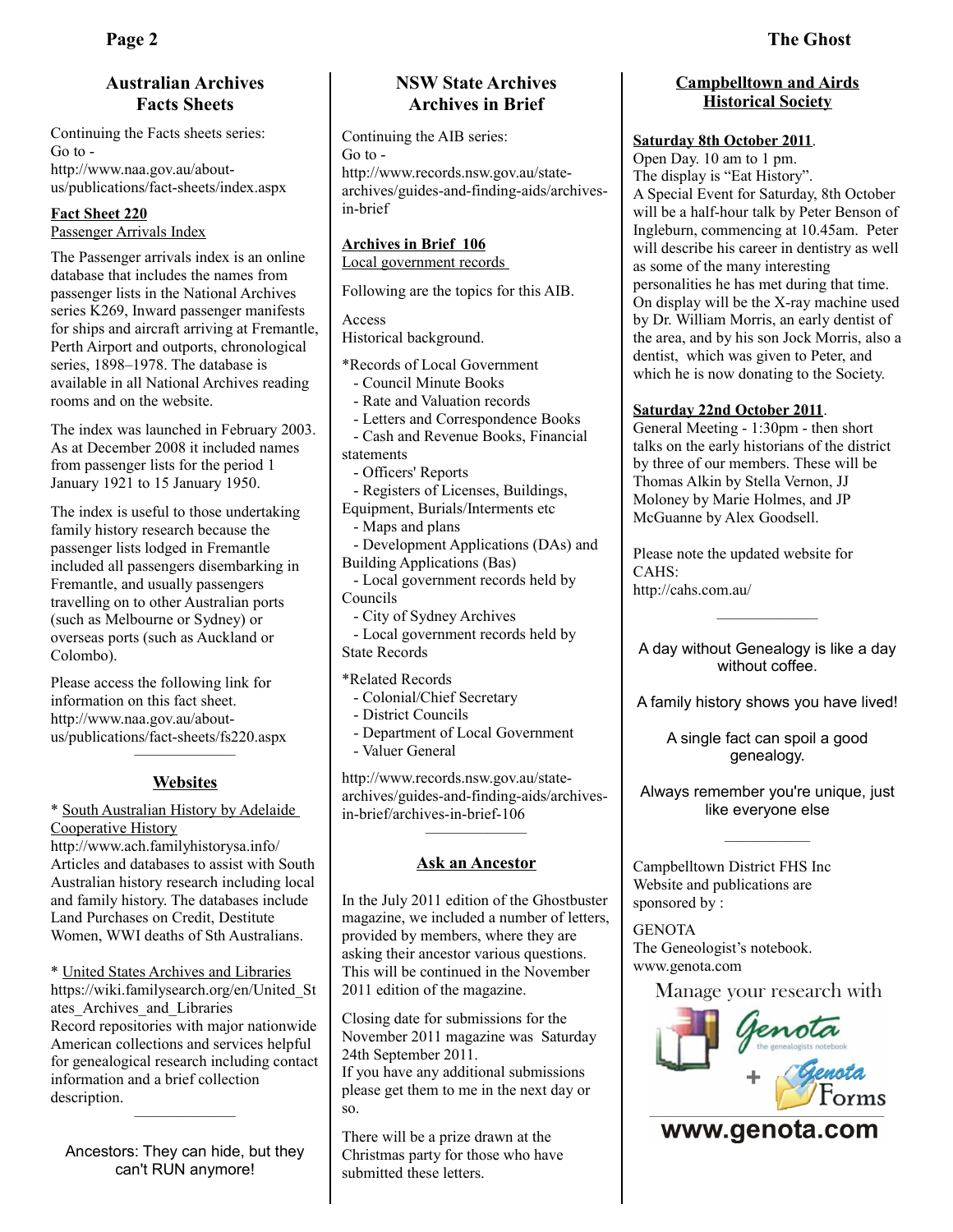## Australian Archives Facts Sheets

Continuing the Facts sheets series:
Go to -
http://www.naa.gov.au/about-us/publications/fact-sheets/index.aspx

**Fact Sheet 220**
Passenger Arrivals Index

The Passenger arrivals index is an online database that includes the names from passenger lists in the National Archives series K269, Inward passenger manifests for ships and aircraft arriving at Fremantle, Perth Airport and outports, chronological series, 1898–1978. The database is available in all National Archives reading rooms and on the website.

The index was launched in February 2003. As at December 2008 it included names from passenger lists for the period 1 January 1921 to 15 January 1950.

The index is useful to those undertaking family history research because the passenger lists lodged in Fremantle included all passengers disembarking in Fremantle, and usually passengers travelling on to other Australian ports (such as Melbourne or Sydney) or overseas ports (such as Auckland or Colombo).

Please access the following link for information on this fact sheet.
http://www.naa.gov.au/about-us/publications/fact-sheets/fs220.aspx

---

## Websites

* South Australian History by Adelaide Cooperative History
http://www.ach.familyhistorysa.info/
Articles and databases to assist with South Australian history research including local and family history. The databases include Land Purchases on Credit, Destitute Women, WWI deaths of Sth Australians.

* United States Archives and Libraries
https://wiki.familysearch.org/en/United_States_Archives_and_Libraries
Record repositories with major nationwide American collections and services helpful for genealogical research including contact information and a brief collection description.

---

Ancestors: They can hide, but they can't RUN anymore!

## NSW State Archives Archives in Brief

Continuing the AIB series:
Go to -
http://www.records.nsw.gov.au/state-archives/guides-and-finding-aids/archives-in-brief

**Archives in Brief 106**
Local government records

Following are the topics for this AIB.

Access
Historical background.

*Records of Local Government
- Council Minute Books
- Rate and Valuation records
- Letters and Correspondence Books
- Cash and Revenue Books, Financial statements
- Officers' Reports
- Registers of Licenses, Buildings, Equipment, Burials/Interments etc
- Maps and plans
- Development Applications (DAs) and Building Applications (Bas)
- Local government records held by Councils
- City of Sydney Archives
- Local government records held by State Records

*Related Records
- Colonial/Chief Secretary
- District Councils
- Department of Local Government
- Valuer General

http://www.records.nsw.gov.au/state-archives/guides-and-finding-aids/archives-in-brief/archives-in-brief-106

---

## Ask an Ancestor

In the July 2011 edition of the Ghostbuster magazine, we included a number of letters, provided by members, where they are asking their ancestor various questions. This will be continued in the November 2011 edition of the magazine.

Closing date for submissions for the November 2011 magazine was Saturday 24th September 2011.
If you have any additional submissions please get them to me in the next day or so.

There will be a prize drawn at the Christmas party for those who have submitted these letters.

## Campbelltown and Airds Historical Society

**Saturday 8th October 2011**.
Open Day. 10 am to 1 pm.
The display is "Eat History".
A Special Event for Saturday, 8th October will be a half-hour talk by Peter Benson of Ingleburn, commencing at 10.45am. Peter will describe his career in dentistry as well as some of the many interesting personalities he has met during that time. On display will be the X-ray machine used by Dr. William Morris, an early dentist of the area, and by his son Jock Morris, also a dentist, which was given to Peter, and which he is now donating to the Society.

**Saturday 22nd October 2011**.
General Meeting - 1:30pm - then short talks on the early historians of the district by three of our members. This will be Thomas Alkin by Stella Vernon, JJ Moloney by Marie Holmes, and JP McGuanne by Alex Goodsell.

Please note the updated website for CAHS:
http://cahs.com.au/

---

A day without Genealogy is like a day without coffee.

A family history shows you have lived!

A single fact can spoil a good genealogy.

Always remember you're unique, just like everyone else

---

Campbelltown District FHS Inc
Website and publications are sponsored by :

GENOTA
The Geneologist's notebook.
www.genota.com

Manage your research with Genota + Genota Forms
www.genota.com